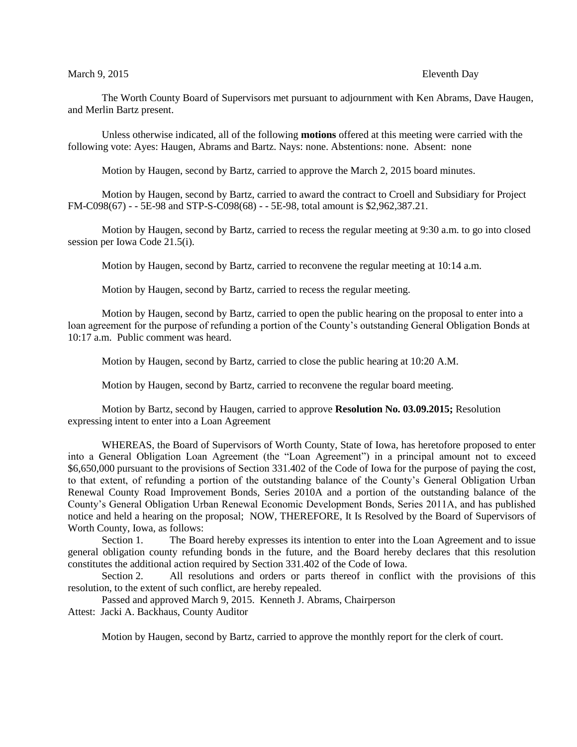March 9, 2015 Eleventh Day

The Worth County Board of Supervisors met pursuant to adjournment with Ken Abrams, Dave Haugen, and Merlin Bartz present.

Unless otherwise indicated, all of the following **motions** offered at this meeting were carried with the following vote: Ayes: Haugen, Abrams and Bartz. Nays: none. Abstentions: none. Absent: none

Motion by Haugen, second by Bartz, carried to approve the March 2, 2015 board minutes.

Motion by Haugen, second by Bartz, carried to award the contract to Croell and Subsidiary for Project FM-C098(67) - - 5E-98 and STP-S-C098(68) - - 5E-98, total amount is $2,962,387.21.

Motion by Haugen, second by Bartz, carried to recess the regular meeting at 9:30 a.m. to go into closed session per Iowa Code 21.5(i).

Motion by Haugen, second by Bartz, carried to reconvene the regular meeting at 10:14 a.m.

Motion by Haugen, second by Bartz, carried to recess the regular meeting.

Motion by Haugen, second by Bartz, carried to open the public hearing on the proposal to enter into a loan agreement for the purpose of refunding a portion of the County's outstanding General Obligation Bonds at 10:17 a.m. Public comment was heard.

Motion by Haugen, second by Bartz, carried to close the public hearing at 10:20 A.M.

Motion by Haugen, second by Bartz, carried to reconvene the regular board meeting.

Motion by Bartz, second by Haugen, carried to approve **Resolution No. 03.09.2015;** Resolution expressing intent to enter into a Loan Agreement

WHEREAS, the Board of Supervisors of Worth County, State of Iowa, has heretofore proposed to enter into a General Obligation Loan Agreement (the "Loan Agreement") in a principal amount not to exceed $6,650,000 pursuant to the provisions of Section 331.402 of the Code of Iowa for the purpose of paying the cost, to that extent, of refunding a portion of the outstanding balance of the County's General Obligation Urban Renewal County Road Improvement Bonds, Series 2010A and a portion of the outstanding balance of the County's General Obligation Urban Renewal Economic Development Bonds, Series 2011A, and has published notice and held a hearing on the proposal; NOW, THEREFORE, It Is Resolved by the Board of Supervisors of Worth County, Iowa, as follows:

Section 1. The Board hereby expresses its intention to enter into the Loan Agreement and to issue general obligation county refunding bonds in the future, and the Board hereby declares that this resolution constitutes the additional action required by Section 331.402 of the Code of Iowa.

Section 2. All resolutions and orders or parts thereof in conflict with the provisions of this resolution, to the extent of such conflict, are hereby repealed.

Passed and approved March 9, 2015. Kenneth J. Abrams, Chairperson
Attest: Jacki A. Backhaus, County Auditor

Motion by Haugen, second by Bartz, carried to approve the monthly report for the clerk of court.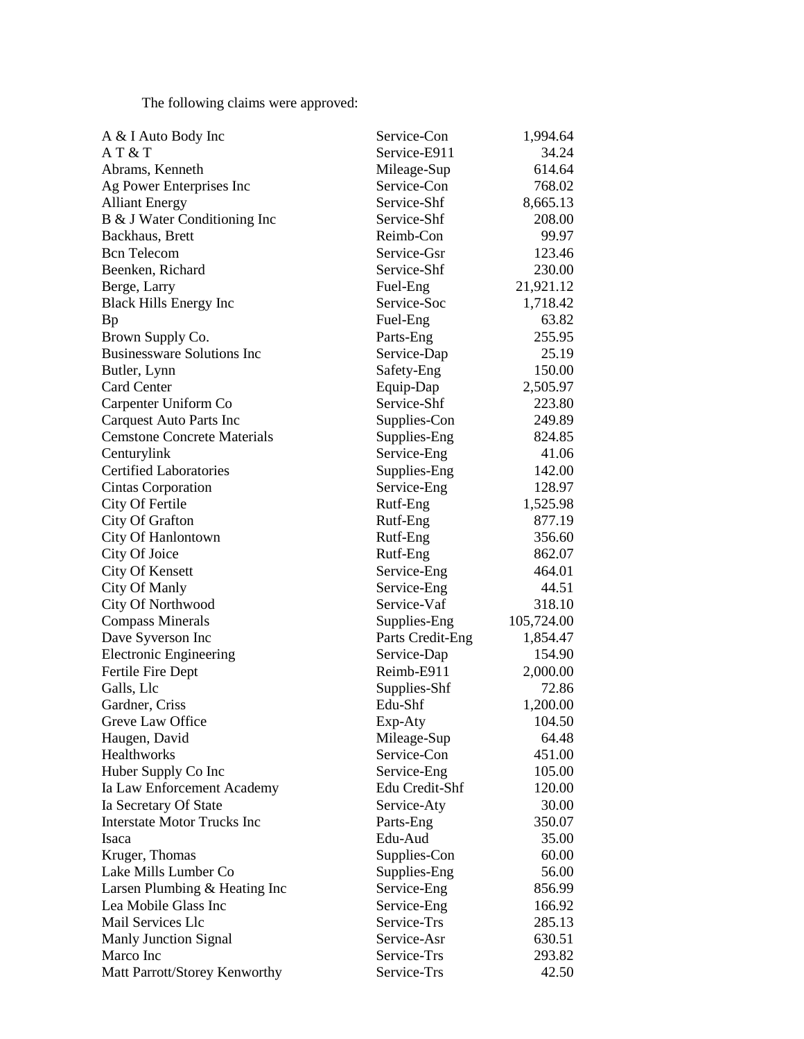The following claims were approved:

| | | |
|---|---|---|
| A & I Auto Body Inc | Service-Con | 1,994.64 |
| A T & T | Service-E911 | 34.24 |
| Abrams, Kenneth | Mileage-Sup | 614.64 |
| Ag Power Enterprises Inc | Service-Con | 768.02 |
| Alliant Energy | Service-Shf | 8,665.13 |
| B & J Water Conditioning Inc | Service-Shf | 208.00 |
| Backhaus, Brett | Reimb-Con | 99.97 |
| Bcn Telecom | Service-Gsr | 123.46 |
| Beenken, Richard | Service-Shf | 230.00 |
| Berge, Larry | Fuel-Eng | 21,921.12 |
| Black Hills Energy Inc | Service-Soc | 1,718.42 |
| Bp | Fuel-Eng | 63.82 |
| Brown Supply Co. | Parts-Eng | 255.95 |
| Businessware Solutions Inc | Service-Dap | 25.19 |
| Butler, Lynn | Safety-Eng | 150.00 |
| Card Center | Equip-Dap | 2,505.97 |
| Carpenter Uniform Co | Service-Shf | 223.80 |
| Carquest Auto Parts Inc | Supplies-Con | 249.89 |
| Cemstone Concrete Materials | Supplies-Eng | 824.85 |
| Centurylink | Service-Eng | 41.06 |
| Certified Laboratories | Supplies-Eng | 142.00 |
| Cintas Corporation | Service-Eng | 128.97 |
| City Of Fertile | Rutf-Eng | 1,525.98 |
| City Of Grafton | Rutf-Eng | 877.19 |
| City Of Hanlontown | Rutf-Eng | 356.60 |
| City Of Joice | Rutf-Eng | 862.07 |
| City Of Kensett | Service-Eng | 464.01 |
| City Of Manly | Service-Eng | 44.51 |
| City Of Northwood | Service-Vaf | 318.10 |
| Compass Minerals | Supplies-Eng | 105,724.00 |
| Dave Syverson Inc | Parts Credit-Eng | 1,854.47 |
| Electronic Engineering | Service-Dap | 154.90 |
| Fertile Fire Dept | Reimb-E911 | 2,000.00 |
| Galls, Llc | Supplies-Shf | 72.86 |
| Gardner, Criss | Edu-Shf | 1,200.00 |
| Greve Law Office | Exp-Aty | 104.50 |
| Haugen, David | Mileage-Sup | 64.48 |
| Healthworks | Service-Con | 451.00 |
| Huber Supply Co Inc | Service-Eng | 105.00 |
| Ia Law Enforcement Academy | Edu Credit-Shf | 120.00 |
| Ia Secretary Of State | Service-Aty | 30.00 |
| Interstate Motor Trucks Inc | Parts-Eng | 350.07 |
| Isaca | Edu-Aud | 35.00 |
| Kruger, Thomas | Supplies-Con | 60.00 |
| Lake Mills Lumber Co | Supplies-Eng | 56.00 |
| Larsen Plumbing & Heating Inc | Service-Eng | 856.99 |
| Lea Mobile Glass Inc | Service-Eng | 166.92 |
| Mail Services Llc | Service-Trs | 285.13 |
| Manly Junction Signal | Service-Asr | 630.51 |
| Marco Inc | Service-Trs | 293.82 |
| Matt Parrott/Storey Kenworthy | Service-Trs | 42.50 |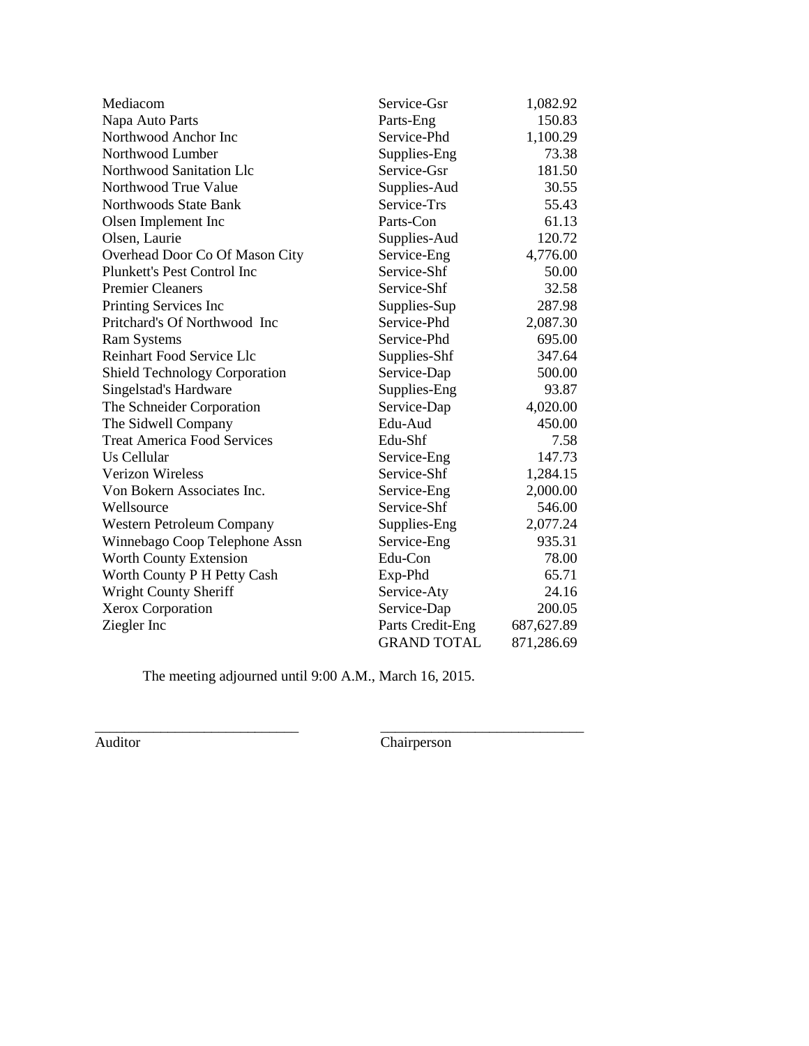| | | |
|---|---|---|
| Mediacom | Service-Gsr | 1,082.92 |
| Napa Auto Parts | Parts-Eng | 150.83 |
| Northwood Anchor Inc | Service-Phd | 1,100.29 |
| Northwood Lumber | Supplies-Eng | 73.38 |
| Northwood Sanitation Llc | Service-Gsr | 181.50 |
| Northwood True Value | Supplies-Aud | 30.55 |
| Northwoods State Bank | Service-Trs | 55.43 |
| Olsen Implement Inc | Parts-Con | 61.13 |
| Olsen, Laurie | Supplies-Aud | 120.72 |
| Overhead Door Co Of Mason City | Service-Eng | 4,776.00 |
| Plunkett's Pest Control Inc | Service-Shf | 50.00 |
| Premier Cleaners | Service-Shf | 32.58 |
| Printing Services Inc | Supplies-Sup | 287.98 |
| Pritchard's Of Northwood Inc | Service-Phd | 2,087.30 |
| Ram Systems | Service-Phd | 695.00 |
| Reinhart Food Service Llc | Supplies-Shf | 347.64 |
| Shield Technology Corporation | Service-Dap | 500.00 |
| Singelstad's Hardware | Supplies-Eng | 93.87 |
| The Schneider Corporation | Service-Dap | 4,020.00 |
| The Sidwell Company | Edu-Aud | 450.00 |
| Treat America Food Services | Edu-Shf | 7.58 |
| Us Cellular | Service-Eng | 147.73 |
| Verizon Wireless | Service-Shf | 1,284.15 |
| Von Bokern Associates Inc. | Service-Eng | 2,000.00 |
| Wellsource | Service-Shf | 546.00 |
| Western Petroleum Company | Supplies-Eng | 2,077.24 |
| Winnebago Coop Telephone Assn | Service-Eng | 935.31 |
| Worth County Extension | Edu-Con | 78.00 |
| Worth County P H Petty Cash | Exp-Phd | 65.71 |
| Wright County Sheriff | Service-Aty | 24.16 |
| Xerox Corporation | Service-Dap | 200.05 |
| Ziegler Inc | Parts Credit-Eng | 687,627.89 |
| | GRAND TOTAL | 871,286.69 |

The meeting adjourned until 9:00 A.M., March 16, 2015.

\_\_\_\_\_\_\_\_\_\_\_\_\_\_\_\_\_\_\_\_\_\_\_\_\_\_\_\_ \_\_\_\_\_\_\_\_\_\_\_\_\_\_\_\_\_\_\_\_\_\_\_\_\_\_\_\_

Auditor Chairperson